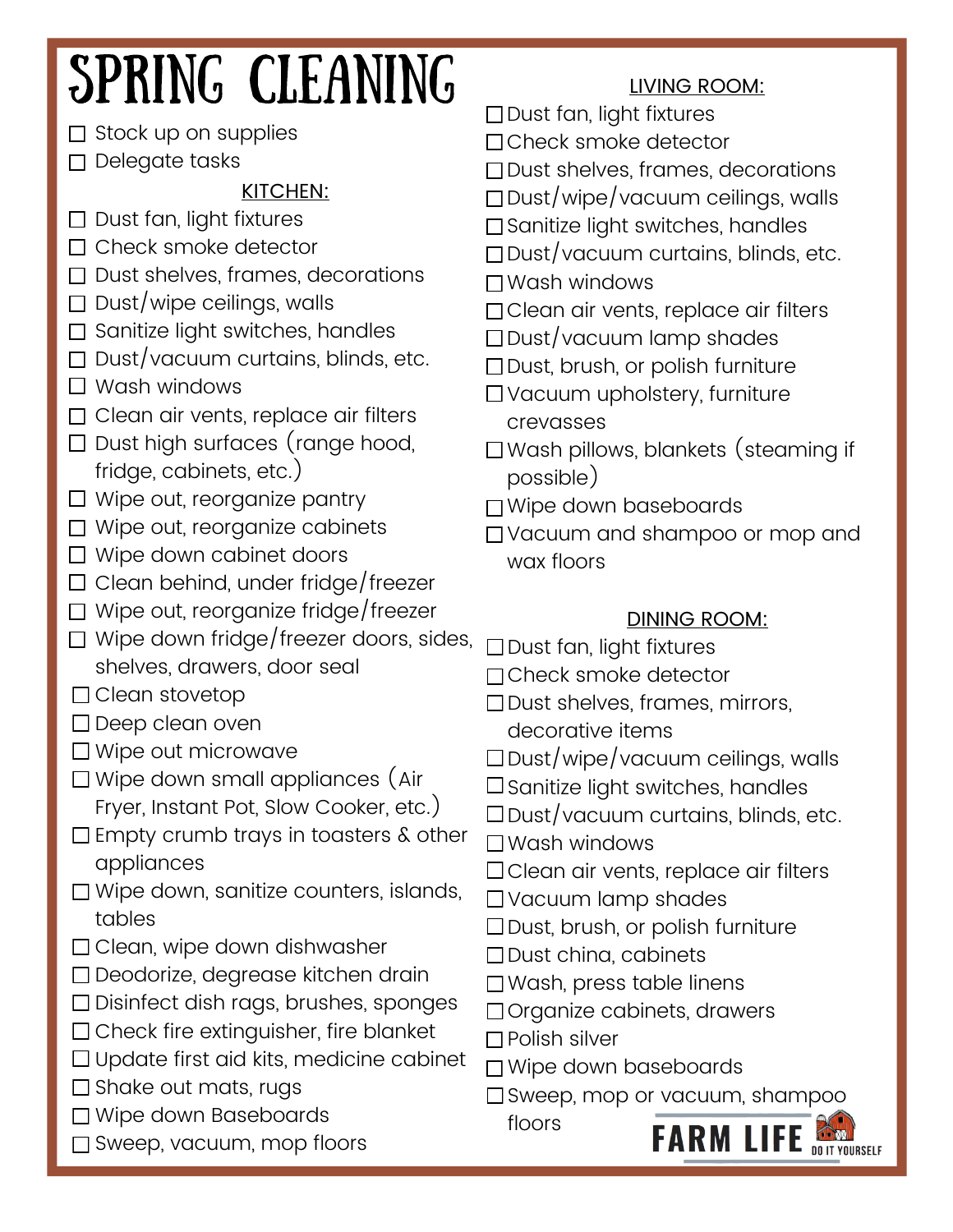# SPRING CLEANING

- ☐ Stock up on supplies
- ☐ Delegate tasks

## KITCHEN:

- ☐ Dust fan, light fixtures
- ☐ Check smoke detector
- ☐ Dust shelves, frames, decorations
- ☐ Dust/wipe ceilings, walls
- ☐ Sanitize light switches, handles
- ☐ Dust/vacuum curtains, blinds, etc.
- ☐ Wash windows
- ☐ Clean air vents, replace air filters
- ☐ Dust high surfaces (range hood, fridge, cabinets, etc.)
- ☐ Wipe out, reorganize pantry
- ☐ Wipe out, reorganize cabinets
- ☐ Wipe down cabinet doors
- ☐ Clean behind, under fridge/freezer
- ☐ Wipe out, reorganize fridge/freezer
- ☐ Wipe down fridge/freezer doors, sides, shelves, drawers, door seal
- ☐ Clean stovetop
- ☐ Deep clean oven
- ☐ Wipe out microwave
- ☐ Wipe down small appliances (Air Fryer, Instant Pot, Slow Cooker, etc.)
- ☐ Empty crumb trays in toasters & other appliances
- ☐ Wipe down, sanitize counters, islands, tables
- ☐ Clean, wipe down dishwasher
- ☐ Deodorize, degrease kitchen drain
- ☐ Disinfect dish rags, brushes, sponges
- ☐ Check fire extinguisher, fire blanket
- ☐ Update first aid kits, medicine cabinet
- ☐ Shake out mats, rugs
- ☐ Wipe down Baseboards
- ☐ Sweep, vacuum, mop floors

## LIVING ROOM:

- ☐ Dust fan, light fixtures
- ☐ Check smoke detector
- ☐ Dust shelves, frames, decorations
- ☐ Dust/wipe/vacuum ceilings, walls
- ☐ Sanitize light switches, handles
- ☐ Dust/vacuum curtains, blinds, etc.
- ☐ Wash windows
- ☐ Clean air vents, replace air filters
- ☐ Dust/vacuum lamp shades
- ☐ Dust, brush, or polish furniture
- ☐ Vacuum upholstery, furniture crevasses
- ☐ Wash pillows, blankets (steaming if possible)
- ☐ Wipe down baseboards
- ☐ Vacuum and shampoo or mop and wax floors

## DINING ROOM:

- ☐ Dust fan, light fixtures
- ☐ Check smoke detector
- ☐ Dust shelves, frames, mirrors, decorative items
- ☐ Dust/wipe/vacuum ceilings, walls
- ☐ Sanitize light switches, handles
- ☐ Dust/vacuum curtains, blinds, etc.
- ☐ Wash windows
- ☐ Clean air vents, replace air filters
- ☐ Vacuum lamp shades
- ☐ Dust, brush, or polish furniture
- ☐ Dust china, cabinets
- ☐ Wash, press table linens
- ☐ Organize cabinets, drawers
- ☐ Polish silver
- ☐ Wipe down baseboards
- ☐ Sweep, mop or vacuum, shampoo floors

FARM LIFE DO IT YOURSELF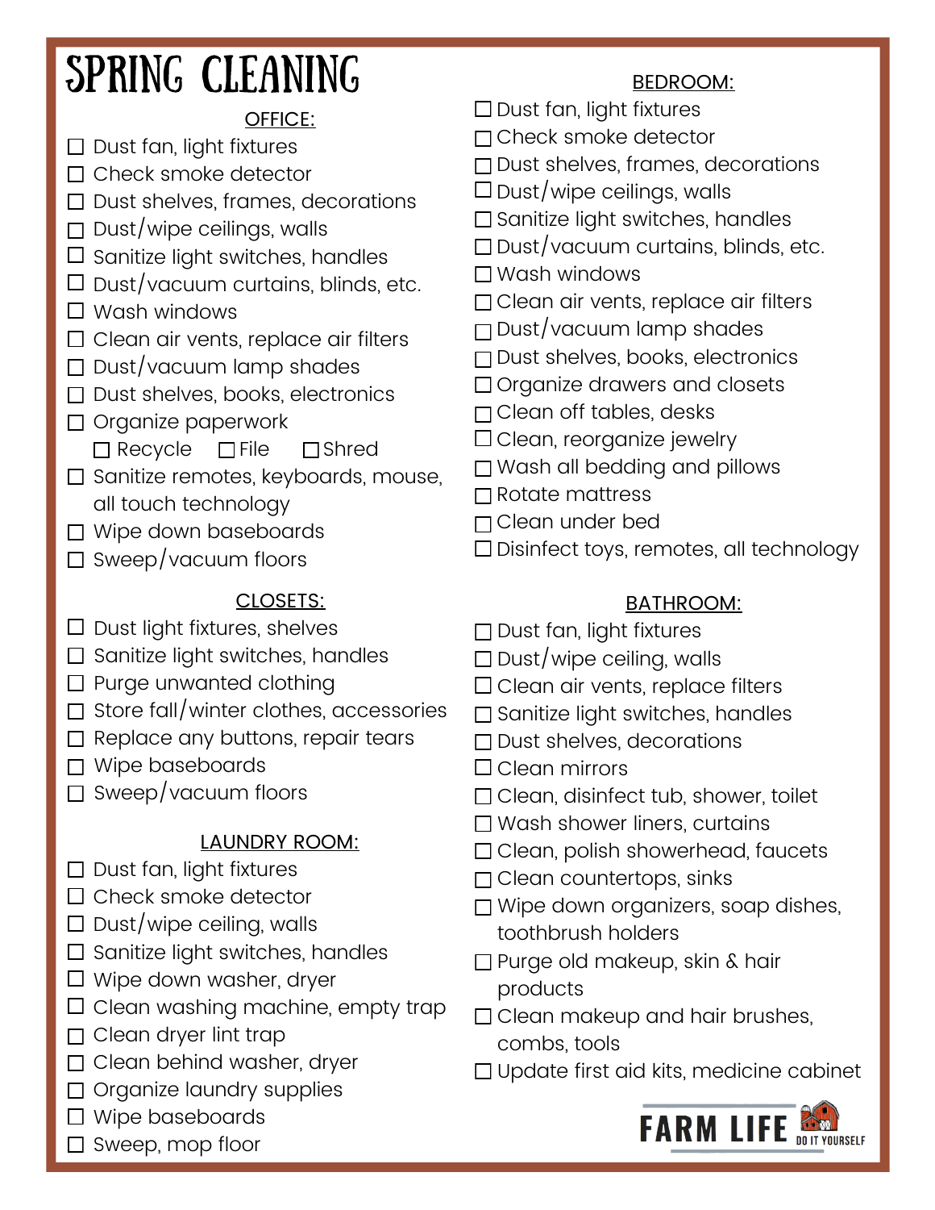# SPRING CLEANING

## OFFICE:

- [ ] Dust fan, light fixtures
- [ ] Check smoke detector
- [ ] Dust shelves, frames, decorations
- [ ] Dust/wipe ceilings, walls
- [ ] Sanitize light switches, handles
- [ ] Dust/vacuum curtains, blinds, etc.
- [ ] Wash windows
- [ ] Clean air vents, replace air filters
- [ ] Dust/vacuum lamp shades
- [ ] Dust shelves, books, electronics
- [ ] Organize paperwork
  - [ ] Recycle
  - [ ] File
  - [ ] Shred
- [ ] Sanitize remotes, keyboards, mouse, all touch technology
- [ ] Wipe down baseboards
- [ ] Sweep/vacuum floors

## CLOSETS:

- [ ] Dust light fixtures, shelves
- [ ] Sanitize light switches, handles
- [ ] Purge unwanted clothing
- [ ] Store fall/winter clothes, accessories
- [ ] Replace any buttons, repair tears
- [ ] Wipe baseboards
- [ ] Sweep/vacuum floors

## LAUNDRY ROOM:

- [ ] Dust fan, light fixtures
- [ ] Check smoke detector
- [ ] Dust/wipe ceiling, walls
- [ ] Sanitize light switches, handles
- [ ] Wipe down washer, dryer
- [ ] Clean washing machine, empty trap
- [ ] Clean dryer lint trap
- [ ] Clean behind washer, dryer
- [ ] Organize laundry supplies
- [ ] Wipe baseboards
- [ ] Sweep, mop floor

## BEDROOM:

- [ ] Dust fan, light fixtures
- [ ] Check smoke detector
- [ ] Dust shelves, frames, decorations
- [ ] Dust/wipe ceilings, walls
- [ ] Sanitize light switches, handles
- [ ] Dust/vacuum curtains, blinds, etc.
- [ ] Wash windows
- [ ] Clean air vents, replace air filters
- [ ] Dust/vacuum lamp shades
- [ ] Dust shelves, books, electronics
- [ ] Organize drawers and closets
- [ ] Clean off tables, desks
- [ ] Clean, reorganize jewelry
- [ ] Wash all bedding and pillows
- [ ] Rotate mattress
- [ ] Clean under bed
- [ ] Disinfect toys, remotes, all technology

## BATHROOM:

- [ ] Dust fan, light fixtures
- [ ] Dust/wipe ceiling, walls
- [ ] Clean air vents, replace filters
- [ ] Sanitize light switches, handles
- [ ] Dust shelves, decorations
- [ ] Clean mirrors
- [ ] Clean, disinfect tub, shower, toilet
- [ ] Wash shower liners, curtains
- [ ] Clean, polish showerhead, faucets
- [ ] Clean countertops, sinks
- [ ] Wipe down organizers, soap dishes, toothbrush holders
- [ ] Purge old makeup, skin & hair products
- [ ] Clean makeup and hair brushes, combs, tools
- [ ] Update first aid kits, medicine cabinet

FARM LIFE DO IT YOURSELF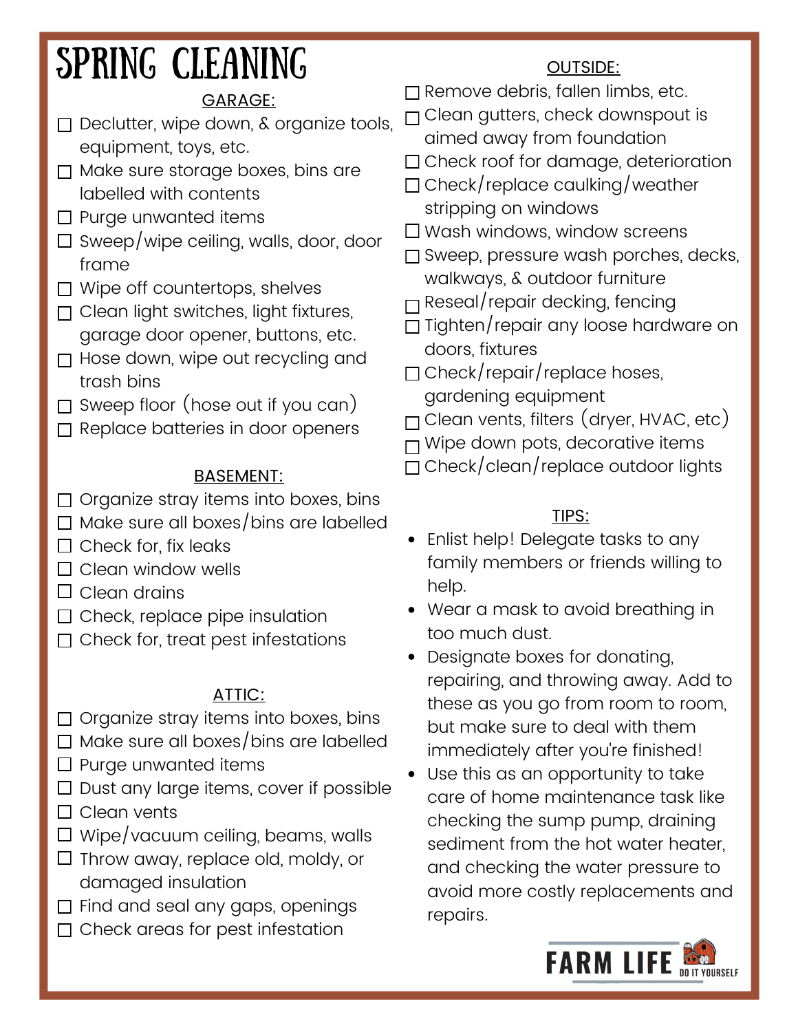# SPRING CLEANING

## GARAGE:

- ☐ Declutter, wipe down, & organize tools, equipment, toys, etc.
- ☐ Make sure storage boxes, bins are labelled with contents
- ☐ Purge unwanted items
- ☐ Sweep/wipe ceiling, walls, door, door frame
- ☐ Wipe off countertops, shelves
- ☐ Clean light switches, light fixtures, garage door opener, buttons, etc.
- ☐ Hose down, wipe out recycling and trash bins
- ☐ Sweep floor (hose out if you can)
- ☐ Replace batteries in door openers

## BASEMENT:

- ☐ Organize stray items into boxes, bins
- ☐ Make sure all boxes/bins are labelled
- ☐ Check for, fix leaks
- ☐ Clean window wells
- ☐ Clean drains
- ☐ Check, replace pipe insulation
- ☐ Check for, treat pest infestations

## ATTIC:

- ☐ Organize stray items into boxes, bins
- ☐ Make sure all boxes/bins are labelled
- ☐ Purge unwanted items
- ☐ Dust any large items, cover if possible
- ☐ Clean vents
- ☐ Wipe/vacuum ceiling, beams, walls
- ☐ Throw away, replace old, moldy, or damaged insulation
- ☐ Find and seal any gaps, openings
- ☐ Check areas for pest infestation

## OUTSIDE:

- ☐ Remove debris, fallen limbs, etc.
- ☐ Clean gutters, check downspout is aimed away from foundation
- ☐ Check roof for damage, deterioration
- ☐ Check/replace caulking/weather stripping on windows
- ☐ Wash windows, window screens
- ☐ Sweep, pressure wash porches, decks, walkways, & outdoor furniture
- ☐ Reseal/repair decking, fencing
- ☐ Tighten/repair any loose hardware on doors, fixtures
- ☐ Check/repair/replace hoses, gardening equipment
- ☐ Clean vents, filters (dryer, HVAC, etc)
- ☐ Wipe down pots, decorative items
- ☐ Check/clean/replace outdoor lights

## TIPS:

- Enlist help! Delegate tasks to any family members or friends willing to help.
- Wear a mask to avoid breathing in too much dust.
- Designate boxes for donating, repairing, and throwing away. Add to these as you go from room to room, but make sure to deal with them immediately after you're finished!
- Use this as an opportunity to take care of home maintenance task like checking the sump pump, draining sediment from the hot water heater, and checking the water pressure to avoid more costly replacements and repairs.

FARM LIFE DO IT YOURSELF